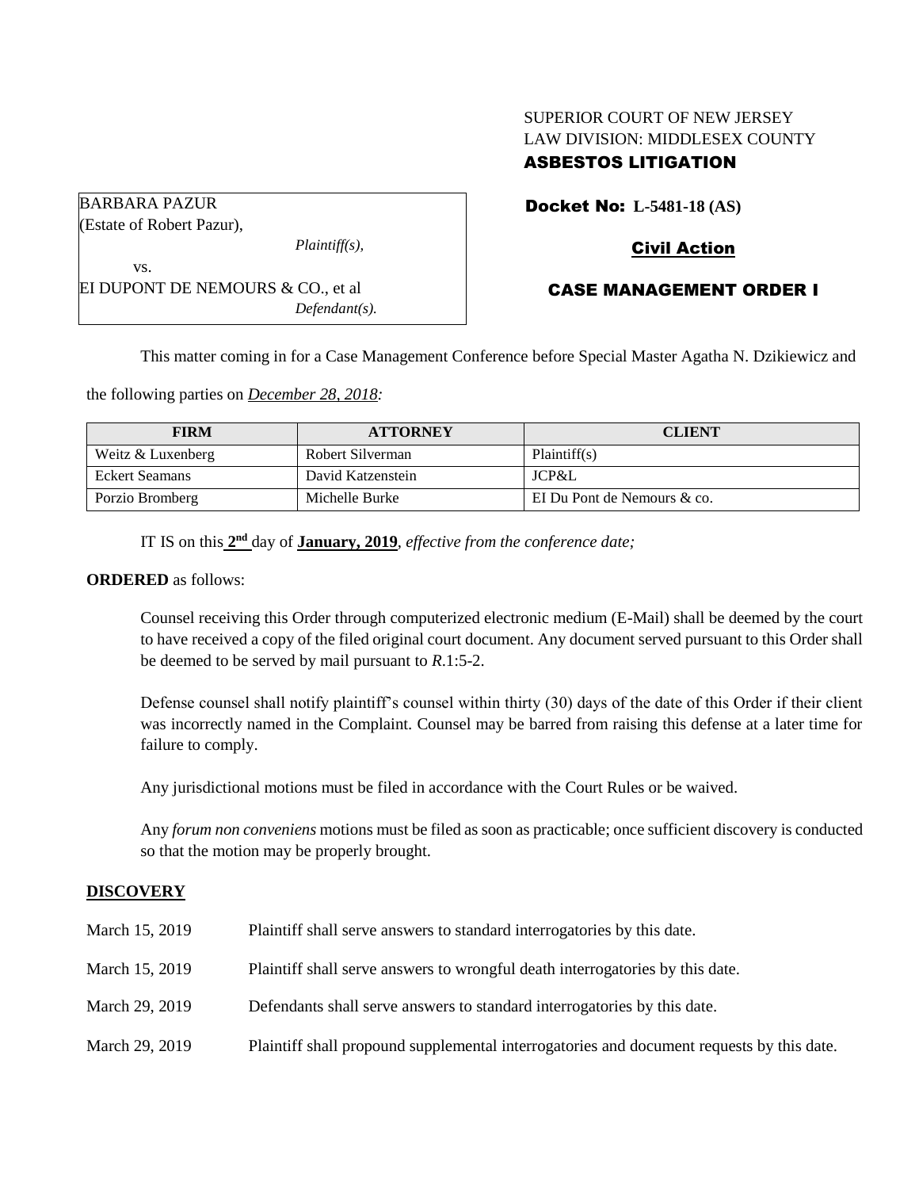SUPERIOR COURT OF NEW JERSEY
LAW DIVISION: MIDDLESEX COUNTY
**ASBESTOS LITIGATION**

BARBARA PAZUR
(Estate of Robert Pazur),
*Plaintiff(s),*
vs.
EI DUPONT DE NEMOURS & CO., et al
*Defendant(s).*

**Docket No: L-5481-18 (AS)**

**Civil Action**

**CASE MANAGEMENT ORDER I**

This matter coming in for a Case Management Conference before Special Master Agatha N. Dzikiewicz and the following parties on ***December 28, 2018:***

| FIRM | ATTORNEY | CLIENT |
|---|---|---|
| Weitz & Luxenberg | Robert Silverman | Plaintiff(s) |
| Eckert Seamans | David Katzenstein | JCP&L |
| Porzio Bromberg | Michelle Burke | EI Du Pont de Nemours & co. |

IT IS on this **2nd** day of **January, 2019**, *effective from the conference date;*

**ORDERED** as follows:

Counsel receiving this Order through computerized electronic medium (E-Mail) shall be deemed by the court to have received a copy of the filed original court document. Any document served pursuant to this Order shall be deemed to be served by mail pursuant to *R*.1:5-2.

Defense counsel shall notify plaintiff's counsel within thirty (30) days of the date of this Order if their client was incorrectly named in the Complaint. Counsel may be barred from raising this defense at a later time for failure to comply.

Any jurisdictional motions must be filed in accordance with the Court Rules or be waived.

Any *forum non conveniens* motions must be filed as soon as practicable; once sufficient discovery is conducted so that the motion may be properly brought.

## DISCOVERY

March 15, 2019 Plaintiff shall serve answers to standard interrogatories by this date.

March 15, 2019 Plaintiff shall serve answers to wrongful death interrogatories by this date.

March 29, 2019 Defendants shall serve answers to standard interrogatories by this date.

March 29, 2019 Plaintiff shall propound supplemental interrogatories and document requests by this date.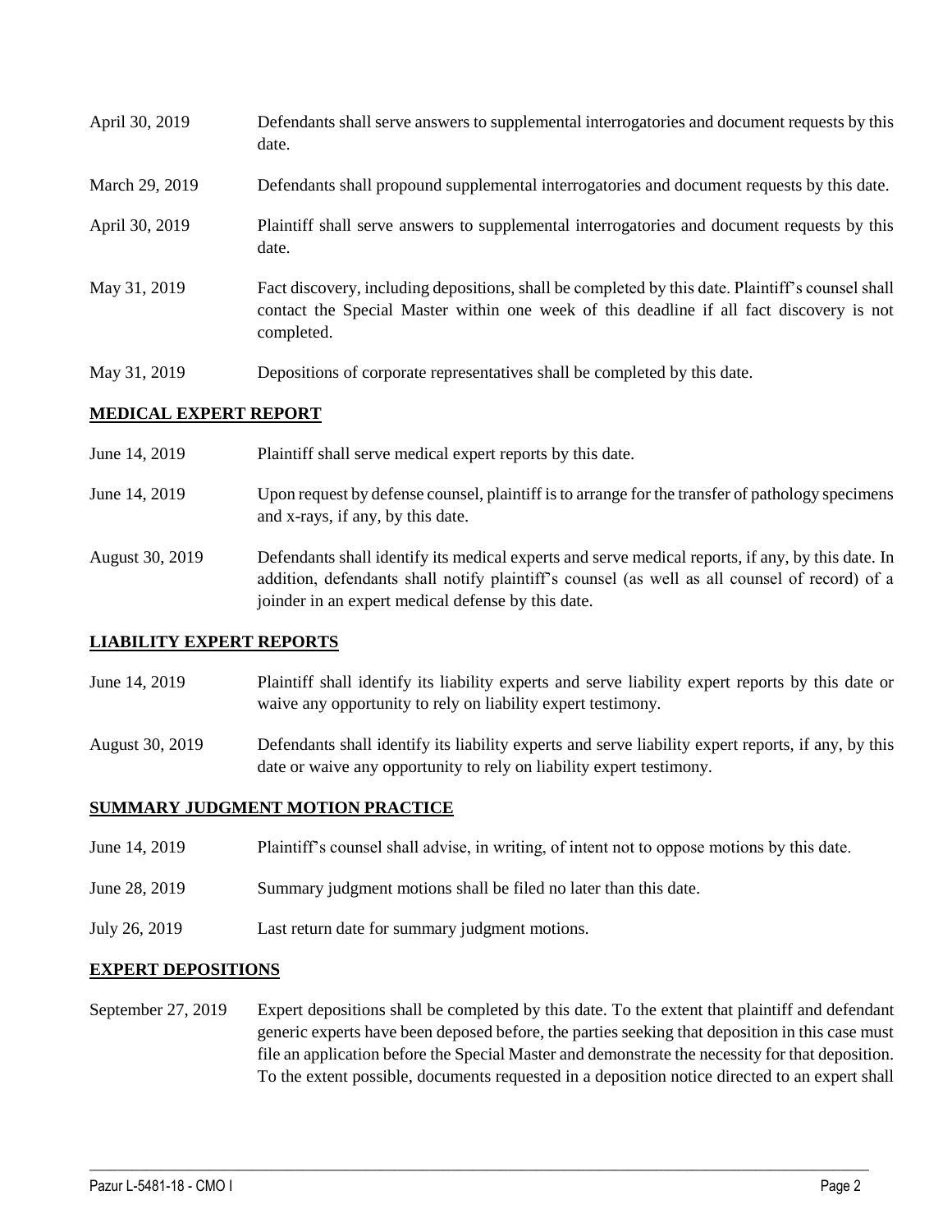| | |
|---|---|
| April 30, 2019 | Defendants shall serve answers to supplemental interrogatories and document requests by this date. |
| March 29, 2019 | Defendants shall propound supplemental interrogatories and document requests by this date. |
| April 30, 2019 | Plaintiff shall serve answers to supplemental interrogatories and document requests by this date. |
| May 31, 2019 | Fact discovery, including depositions, shall be completed by this date. Plaintiff's counsel shall contact the Special Master within one week of this deadline if all fact discovery is not completed. |
| May 31, 2019 | Depositions of corporate representatives shall be completed by this date. |

## MEDICAL EXPERT REPORT

| | |
|---|---|
| June 14, 2019 | Plaintiff shall serve medical expert reports by this date. |
| June 14, 2019 | Upon request by defense counsel, plaintiff is to arrange for the transfer of pathology specimens and x-rays, if any, by this date. |
| August 30, 2019 | Defendants shall identify its medical experts and serve medical reports, if any, by this date. In addition, defendants shall notify plaintiff's counsel (as well as all counsel of record) of a joinder in an expert medical defense by this date. |

## LIABILITY EXPERT REPORTS

| | |
|---|---|
| June 14, 2019 | Plaintiff shall identify its liability experts and serve liability expert reports by this date or waive any opportunity to rely on liability expert testimony. |
| August 30, 2019 | Defendants shall identify its liability experts and serve liability expert reports, if any, by this date or waive any opportunity to rely on liability expert testimony. |

## SUMMARY JUDGMENT MOTION PRACTICE

| | |
|---|---|
| June 14, 2019 | Plaintiff's counsel shall advise, in writing, of intent not to oppose motions by this date. |
| June 28, 2019 | Summary judgment motions shall be filed no later than this date. |
| July 26, 2019 | Last return date for summary judgment motions. |

## EXPERT DEPOSITIONS

| | |
|---|---|
| September 27, 2019 | Expert depositions shall be completed by this date. To the extent that plaintiff and defendant generic experts have been deposed before, the parties seeking that deposition in this case must file an application before the Special Master and demonstrate the necessity for that deposition. To the extent possible, documents requested in a deposition notice directed to an expert shall |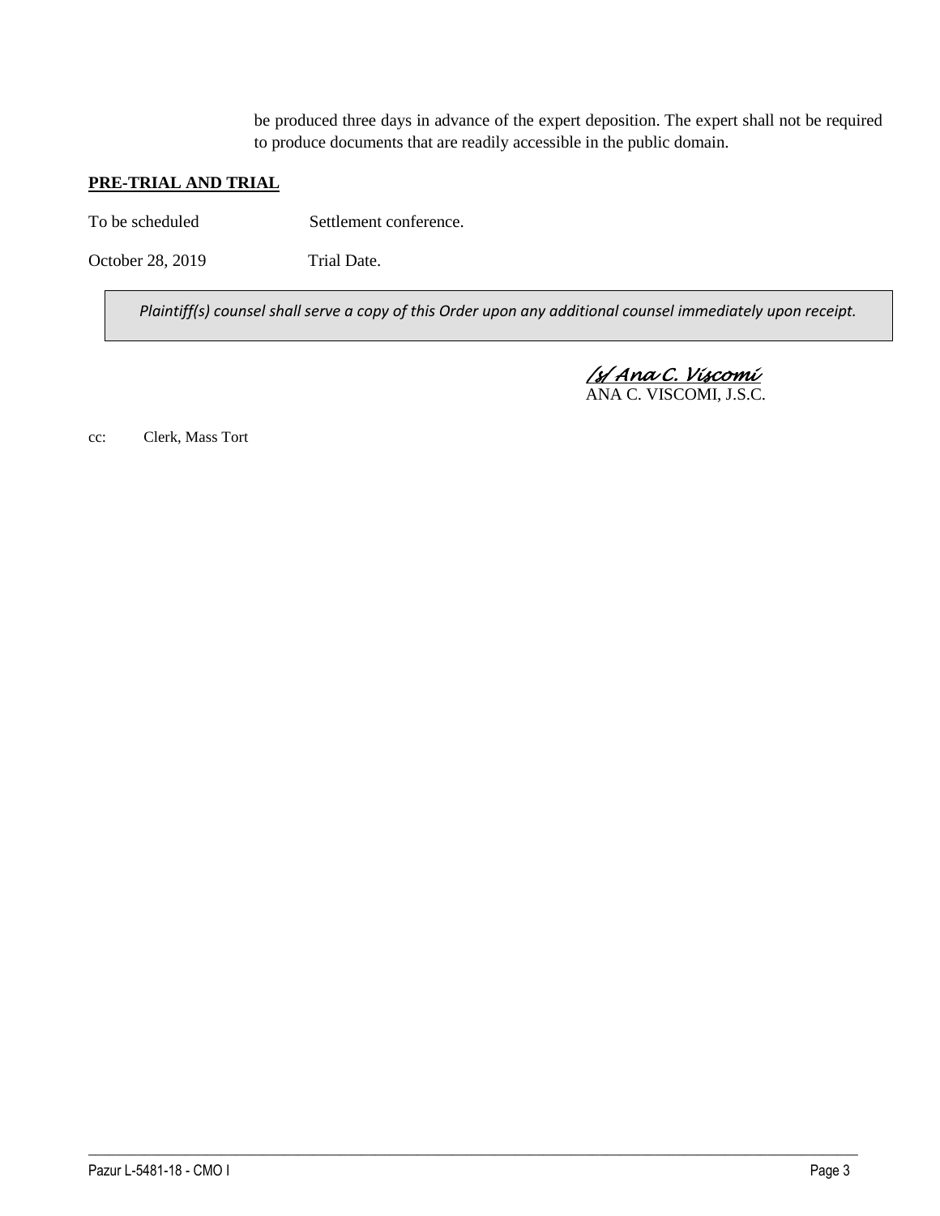be produced three days in advance of the expert deposition. The expert shall not be required to produce documents that are readily accessible in the public domain.

**PRE-TRIAL AND TRIAL**

| | |
|---|---|
| To be scheduled | Settlement conference. |
| October 28, 2019 | Trial Date. |

*Plaintiff(s) counsel shall serve a copy of this Order upon any additional counsel immediately upon receipt.*

/s/ Ana C. Viscomi
ANA C. VISCOMI, J.S.C.

cc: Clerk, Mass Tort